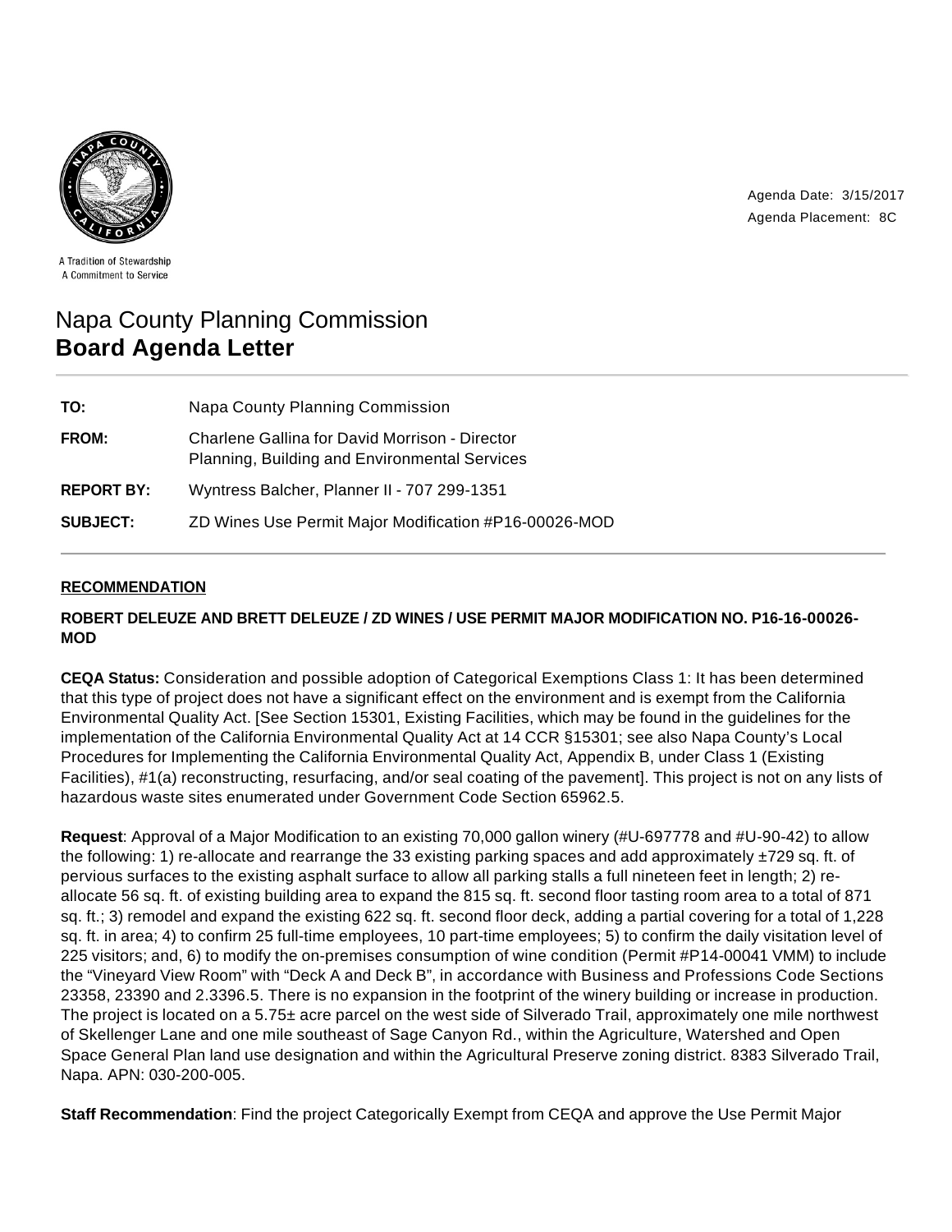A Tradition of Stewardship
A Commitment to Service

Agenda Date: 3/15/2017
Agenda Placement: 8C

# Napa County Planning Commission
# **Board Agenda Letter**

| | |
|---|---|
| **TO:** | Napa County Planning Commission |
| **FROM:** | Charlene Gallina for David Morrison - Director<br>Planning, Building and Environmental Services |
| **REPORT BY:** | Wyntress Balcher, Planner II - 707 299-1351 |
| **SUBJECT:** | ZD Wines Use Permit Major Modification #P16-00026-MOD |

## RECOMMENDATION

**ROBERT DELEUZE AND BRETT DELEUZE / ZD WINES / USE PERMIT MAJOR MODIFICATION NO. P16-16-00026-MOD**

**CEQA Status:** Consideration and possible adoption of Categorical Exemptions Class 1: It has been determined that this type of project does not have a significant effect on the environment and is exempt from the California Environmental Quality Act. [See Section 15301, Existing Facilities, which may be found in the guidelines for the implementation of the California Environmental Quality Act at 14 CCR §15301; see also Napa County's Local Procedures for Implementing the California Environmental Quality Act, Appendix B, under Class 1 (Existing Facilities), #1(a) reconstructing, resurfacing, and/or seal coating of the pavement]. This project is not on any lists of hazardous waste sites enumerated under Government Code Section 65962.5.

**Request**: Approval of a Major Modification to an existing 70,000 gallon winery (#U-697778 and #U-90-42) to allow the following: 1) re-allocate and rearrange the 33 existing parking spaces and add approximately ±729 sq. ft. of pervious surfaces to the existing asphalt surface to allow all parking stalls a full nineteen feet in length; 2) re-allocate 56 sq. ft. of existing building area to expand the 815 sq. ft. second floor tasting room area to a total of 871 sq. ft.; 3) remodel and expand the existing 622 sq. ft. second floor deck, adding a partial covering for a total of 1,228 sq. ft. in area; 4) to confirm 25 full-time employees, 10 part-time employees; 5) to confirm the daily visitation level of 225 visitors; and, 6) to modify the on-premises consumption of wine condition (Permit #P14-00041 VMM) to include the "Vineyard View Room" with "Deck A and Deck B", in accordance with Business and Professions Code Sections 23358, 23390 and 2.3396.5. There is no expansion in the footprint of the winery building or increase in production. The project is located on a 5.75± acre parcel on the west side of Silverado Trail, approximately one mile northwest of Skellenger Lane and one mile southeast of Sage Canyon Rd., within the Agriculture, Watershed and Open Space General Plan land use designation and within the Agricultural Preserve zoning district. 8383 Silverado Trail, Napa. APN: 030-200-005.

**Staff Recommendation**: Find the project Categorically Exempt from CEQA and approve the Use Permit Major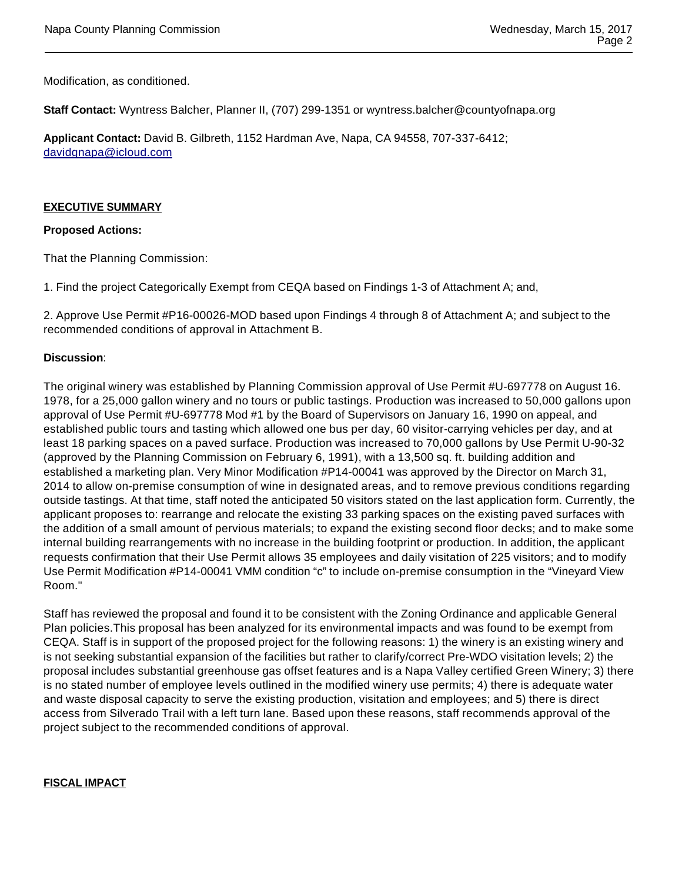Modification, as conditioned.

**Staff Contact:** Wyntress Balcher, Planner II, (707) 299-1351 or wyntress.balcher@countyofnapa.org

**Applicant Contact:** David B. Gilbreth, 1152 Hardman Ave, Napa, CA 94558, 707-337-6412; davidgnapa@icloud.com

**EXECUTIVE SUMMARY**

**Proposed Actions:**

That the Planning Commission:

1. Find the project Categorically Exempt from CEQA based on Findings 1-3 of Attachment A; and,

2. Approve Use Permit #P16-00026-MOD based upon Findings 4 through 8 of Attachment A; and subject to the recommended conditions of approval in Attachment B.

**Discussion**:

The original winery was established by Planning Commission approval of Use Permit #U-697778 on August 16. 1978, for a 25,000 gallon winery and no tours or public tastings. Production was increased to 50,000 gallons upon approval of Use Permit #U-697778 Mod #1 by the Board of Supervisors on January 16, 1990 on appeal, and established public tours and tasting which allowed one bus per day, 60 visitor-carrying vehicles per day, and at least 18 parking spaces on a paved surface. Production was increased to 70,000 gallons by Use Permit U-90-32 (approved by the Planning Commission on February 6, 1991), with a 13,500 sq. ft. building addition and established a marketing plan. Very Minor Modification #P14-00041 was approved by the Director on March 31, 2014 to allow on-premise consumption of wine in designated areas, and to remove previous conditions regarding outside tastings. At that time, staff noted the anticipated 50 visitors stated on the last application form. Currently, the applicant proposes to: rearrange and relocate the existing 33 parking spaces on the existing paved surfaces with the addition of a small amount of pervious materials; to expand the existing second floor decks; and to make some internal building rearrangements with no increase in the building footprint or production. In addition, the applicant requests confirmation that their Use Permit allows 35 employees and daily visitation of 225 visitors; and to modify Use Permit Modification #P14-00041 VMM condition "c" to include on-premise consumption in the "Vineyard View Room."

Staff has reviewed the proposal and found it to be consistent with the Zoning Ordinance and applicable General Plan policies.This proposal has been analyzed for its environmental impacts and was found to be exempt from CEQA. Staff is in support of the proposed project for the following reasons: 1) the winery is an existing winery and is not seeking substantial expansion of the facilities but rather to clarify/correct Pre-WDO visitation levels; 2) the proposal includes substantial greenhouse gas offset features and is a Napa Valley certified Green Winery; 3) there is no stated number of employee levels outlined in the modified winery use permits; 4) there is adequate water and waste disposal capacity to serve the existing production, visitation and employees; and 5) there is direct access from Silverado Trail with a left turn lane. Based upon these reasons, staff recommends approval of the project subject to the recommended conditions of approval.

**FISCAL IMPACT**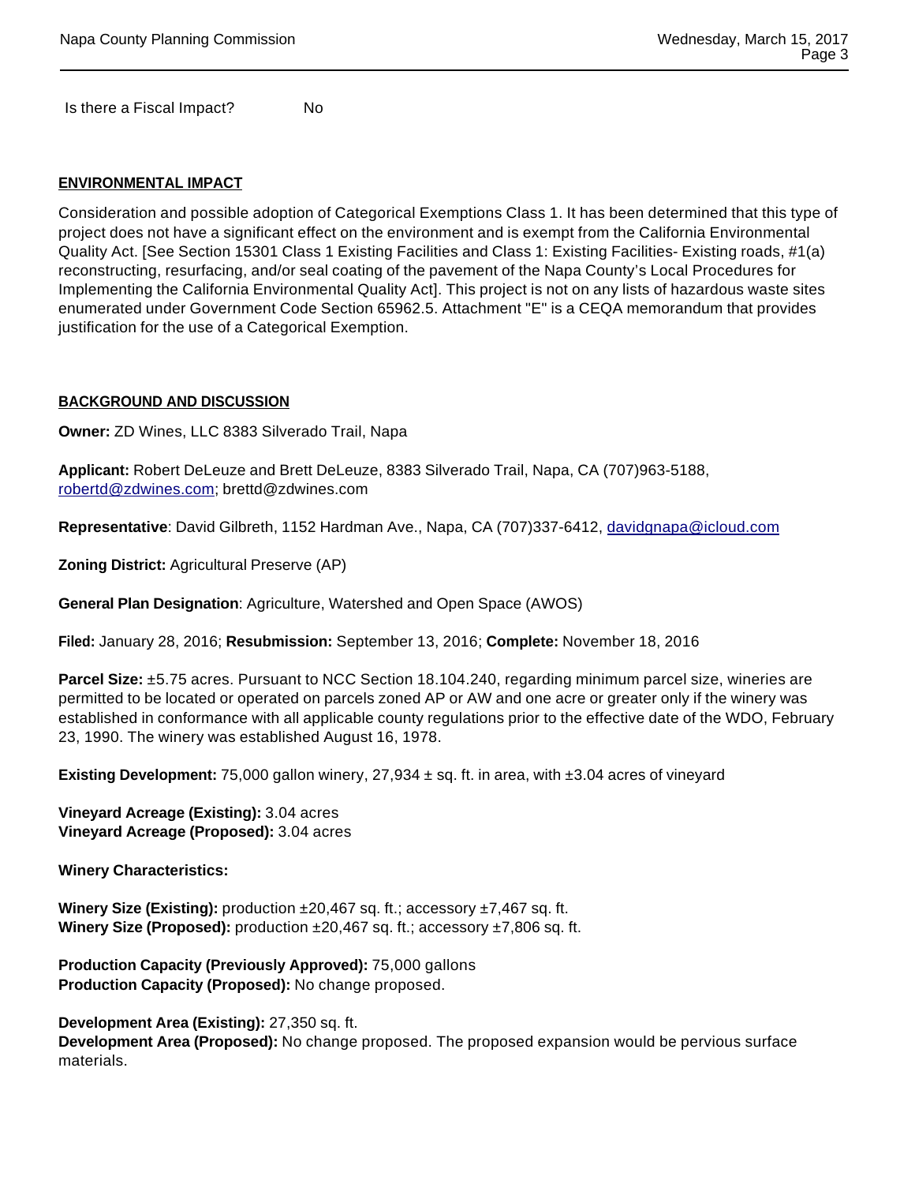Is there a Fiscal Impact? No

**ENVIRONMENTAL IMPACT**

Consideration and possible adoption of Categorical Exemptions Class 1. It has been determined that this type of project does not have a significant effect on the environment and is exempt from the California Environmental Quality Act. [See Section 15301 Class 1 Existing Facilities and Class 1: Existing Facilities- Existing roads, #1(a) reconstructing, resurfacing, and/or seal coating of the pavement of the Napa County's Local Procedures for Implementing the California Environmental Quality Act]. This project is not on any lists of hazardous waste sites enumerated under Government Code Section 65962.5. Attachment "E" is a CEQA memorandum that provides justification for the use of a Categorical Exemption.

**BACKGROUND AND DISCUSSION**

**Owner:** ZD Wines, LLC 8383 Silverado Trail, Napa

**Applicant:** Robert DeLeuze and Brett DeLeuze, 8383 Silverado Trail, Napa, CA (707)963-5188, robertd@zdwines.com; brettd@zdwines.com

**Representative**: David Gilbreth, 1152 Hardman Ave., Napa, CA (707)337-6412, davidgnapa@icloud.com

**Zoning District:** Agricultural Preserve (AP)

**General Plan Designation**: Agriculture, Watershed and Open Space (AWOS)

**Filed:** January 28, 2016; **Resubmission:** September 13, 2016; **Complete:** November 18, 2016

**Parcel Size:** ±5.75 acres. Pursuant to NCC Section 18.104.240, regarding minimum parcel size, wineries are permitted to be located or operated on parcels zoned AP or AW and one acre or greater only if the winery was established in conformance with all applicable county regulations prior to the effective date of the WDO, February 23, 1990. The winery was established August 16, 1978.

**Existing Development:** 75,000 gallon winery, 27,934 ± sq. ft. in area, with ±3.04 acres of vineyard

**Vineyard Acreage (Existing):** 3.04 acres
**Vineyard Acreage (Proposed):** 3.04 acres

**Winery Characteristics:**

**Winery Size (Existing):** production ±20,467 sq. ft.; accessory ±7,467 sq. ft.
**Winery Size (Proposed):** production ±20,467 sq. ft.; accessory ±7,806 sq. ft.

**Production Capacity (Previously Approved):** 75,000 gallons
**Production Capacity (Proposed):** No change proposed.

**Development Area (Existing):** 27,350 sq. ft.
**Development Area (Proposed):** No change proposed. The proposed expansion would be pervious surface materials.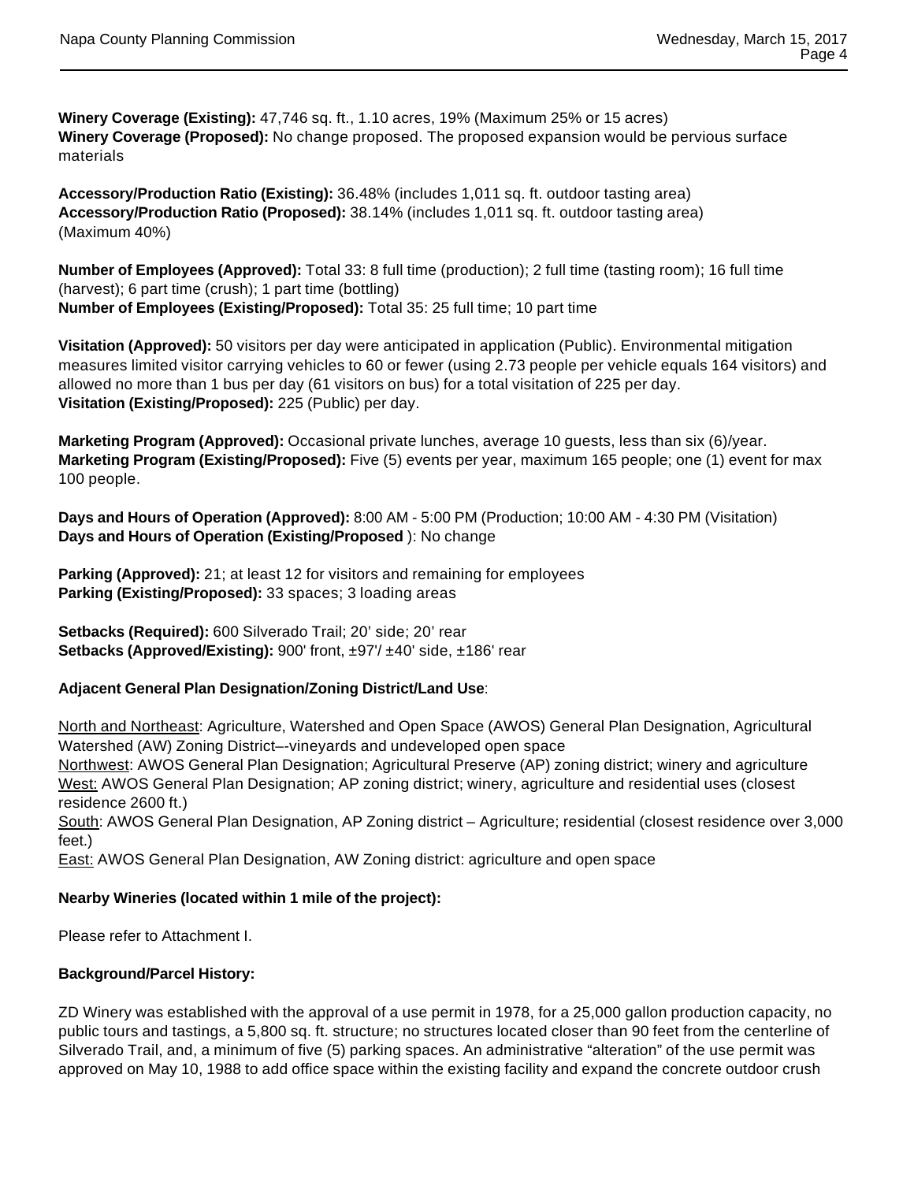**Winery Coverage (Existing):** 47,746 sq. ft., 1.10 acres, 19% (Maximum 25% or 15 acres)
**Winery Coverage (Proposed):** No change proposed. The proposed expansion would be pervious surface materials

**Accessory/Production Ratio (Existing):** 36.48% (includes 1,011 sq. ft. outdoor tasting area)
**Accessory/Production Ratio (Proposed):** 38.14% (includes 1,011 sq. ft. outdoor tasting area) (Maximum 40%)

**Number of Employees (Approved):** Total 33: 8 full time (production); 2 full time (tasting room); 16 full time (harvest); 6 part time (crush); 1 part time (bottling)
**Number of Employees (Existing/Proposed):** Total 35: 25 full time; 10 part time

**Visitation (Approved):** 50 visitors per day were anticipated in application (Public). Environmental mitigation measures limited visitor carrying vehicles to 60 or fewer (using 2.73 people per vehicle equals 164 visitors) and allowed no more than 1 bus per day (61 visitors on bus) for a total visitation of 225 per day.
**Visitation (Existing/Proposed):** 225 (Public) per day.

**Marketing Program (Approved):** Occasional private lunches, average 10 guests, less than six (6)/year.
**Marketing Program (Existing/Proposed):** Five (5) events per year, maximum 165 people; one (1) event for max 100 people.

**Days and Hours of Operation (Approved):** 8:00 AM - 5:00 PM (Production; 10:00 AM - 4:30 PM (Visitation)
**Days and Hours of Operation (Existing/Proposed** ): No change

**Parking (Approved):** 21; at least 12 for visitors and remaining for employees
**Parking (Existing/Proposed):** 33 spaces; 3 loading areas

**Setbacks (Required):** 600 Silverado Trail; 20' side; 20' rear
**Setbacks (Approved/Existing):** 900' front, ±97'/ ±40' side, ±186' rear

**Adjacent General Plan Designation/Zoning District/Land Use**:

North and Northeast: Agriculture, Watershed and Open Space (AWOS) General Plan Designation, Agricultural Watershed (AW) Zoning District–-vineyards and undeveloped open space
Northwest: AWOS General Plan Designation; Agricultural Preserve (AP) zoning district; winery and agriculture
West: AWOS General Plan Designation; AP zoning district; winery, agriculture and residential uses (closest residence 2600 ft.)
South: AWOS General Plan Designation, AP Zoning district – Agriculture; residential (closest residence over 3,000 feet.)
East: AWOS General Plan Designation, AW Zoning district: agriculture and open space

**Nearby Wineries (located within 1 mile of the project):**

Please refer to Attachment I.

**Background/Parcel History:**

ZD Winery was established with the approval of a use permit in 1978, for a 25,000 gallon production capacity, no public tours and tastings, a 5,800 sq. ft. structure; no structures located closer than 90 feet from the centerline of Silverado Trail, and, a minimum of five (5) parking spaces. An administrative "alteration" of the use permit was approved on May 10, 1988 to add office space within the existing facility and expand the concrete outdoor crush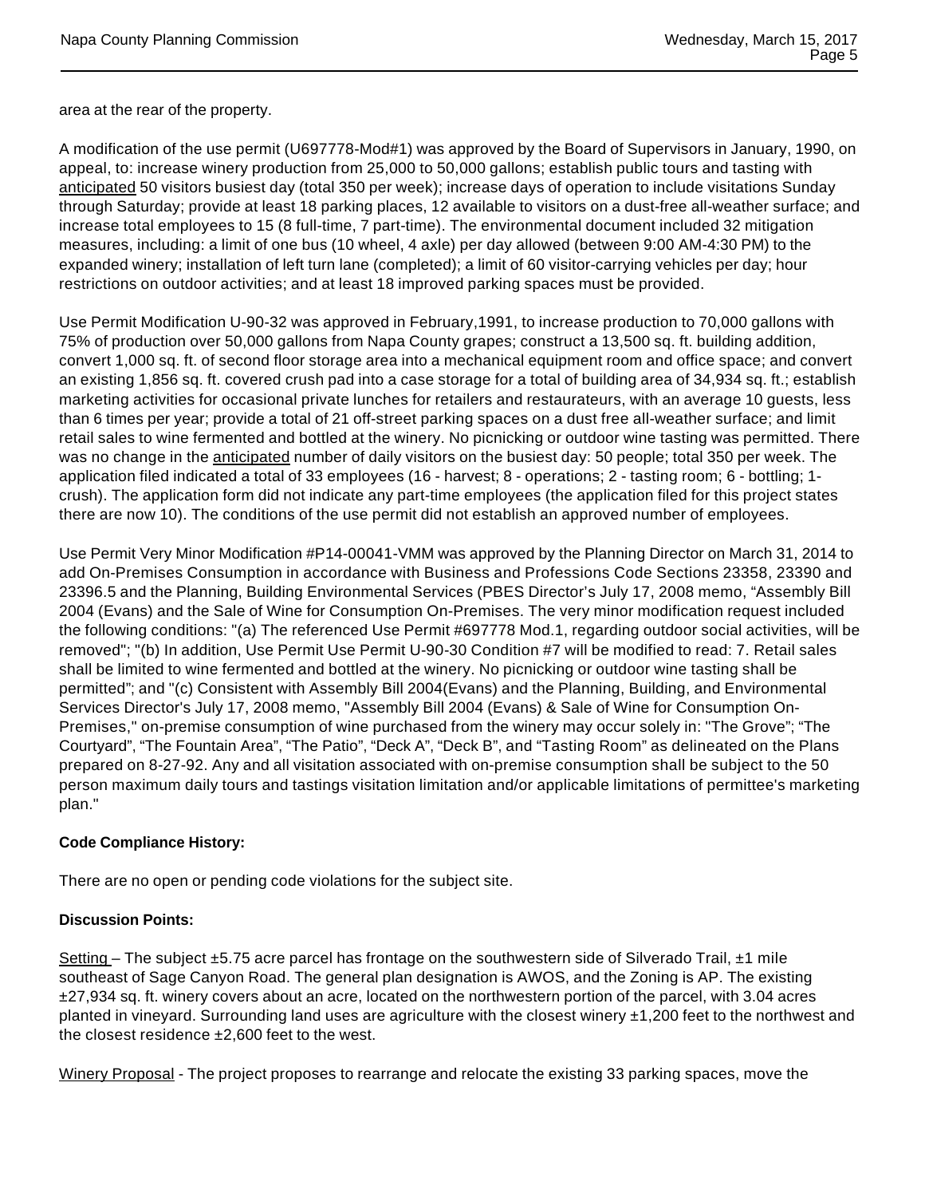area at the rear of the property.

A modification of the use permit (U697778-Mod#1) was approved by the Board of Supervisors in January, 1990, on appeal, to: increase winery production from 25,000 to 50,000 gallons; establish public tours and tasting with anticipated 50 visitors busiest day (total 350 per week); increase days of operation to include visitations Sunday through Saturday; provide at least 18 parking places, 12 available to visitors on a dust-free all-weather surface; and increase total employees to 15 (8 full-time, 7 part-time). The environmental document included 32 mitigation measures, including: a limit of one bus (10 wheel, 4 axle) per day allowed (between 9:00 AM-4:30 PM) to the expanded winery; installation of left turn lane (completed); a limit of 60 visitor-carrying vehicles per day; hour restrictions on outdoor activities; and at least 18 improved parking spaces must be provided.

Use Permit Modification U-90-32 was approved in February,1991, to increase production to 70,000 gallons with 75% of production over 50,000 gallons from Napa County grapes; construct a 13,500 sq. ft. building addition, convert 1,000 sq. ft. of second floor storage area into a mechanical equipment room and office space; and convert an existing 1,856 sq. ft. covered crush pad into a case storage for a total of building area of 34,934 sq. ft.; establish marketing activities for occasional private lunches for retailers and restaurateurs, with an average 10 guests, less than 6 times per year; provide a total of 21 off-street parking spaces on a dust free all-weather surface; and limit retail sales to wine fermented and bottled at the winery. No picnicking or outdoor wine tasting was permitted. There was no change in the anticipated number of daily visitors on the busiest day: 50 people; total 350 per week. The application filed indicated a total of 33 employees (16 - harvest; 8 - operations; 2 - tasting room; 6 - bottling; 1- crush). The application form did not indicate any part-time employees (the application filed for this project states there are now 10). The conditions of the use permit did not establish an approved number of employees.

Use Permit Very Minor Modification #P14-00041-VMM was approved by the Planning Director on March 31, 2014 to add On-Premises Consumption in accordance with Business and Professions Code Sections 23358, 23390 and 23396.5 and the Planning, Building Environmental Services (PBES Director's July 17, 2008 memo, "Assembly Bill 2004 (Evans) and the Sale of Wine for Consumption On-Premises. The very minor modification request included the following conditions: "(a) The referenced Use Permit #697778 Mod.1, regarding outdoor social activities, will be removed"; "(b) In addition, Use Permit Use Permit U-90-30 Condition #7 will be modified to read: 7. Retail sales shall be limited to wine fermented and bottled at the winery. No picnicking or outdoor wine tasting shall be permitted"; and "(c) Consistent with Assembly Bill 2004(Evans) and the Planning, Building, and Environmental Services Director's July 17, 2008 memo, "Assembly Bill 2004 (Evans) & Sale of Wine for Consumption On-Premises," on-premise consumption of wine purchased from the winery may occur solely in: "The Grove"; "The Courtyard", "The Fountain Area", "The Patio", "Deck A", "Deck B", and "Tasting Room" as delineated on the Plans prepared on 8-27-92. Any and all visitation associated with on-premise consumption shall be subject to the 50 person maximum daily tours and tastings visitation limitation and/or applicable limitations of permittee's marketing plan."

**Code Compliance History:**

There are no open or pending code violations for the subject site.

**Discussion Points:**

Setting – The subject ±5.75 acre parcel has frontage on the southwestern side of Silverado Trail, ±1 mile southeast of Sage Canyon Road. The general plan designation is AWOS, and the Zoning is AP. The existing ±27,934 sq. ft. winery covers about an acre, located on the northwestern portion of the parcel, with 3.04 acres planted in vineyard. Surrounding land uses are agriculture with the closest winery ±1,200 feet to the northwest and the closest residence ±2,600 feet to the west.

Winery Proposal - The project proposes to rearrange and relocate the existing 33 parking spaces, move the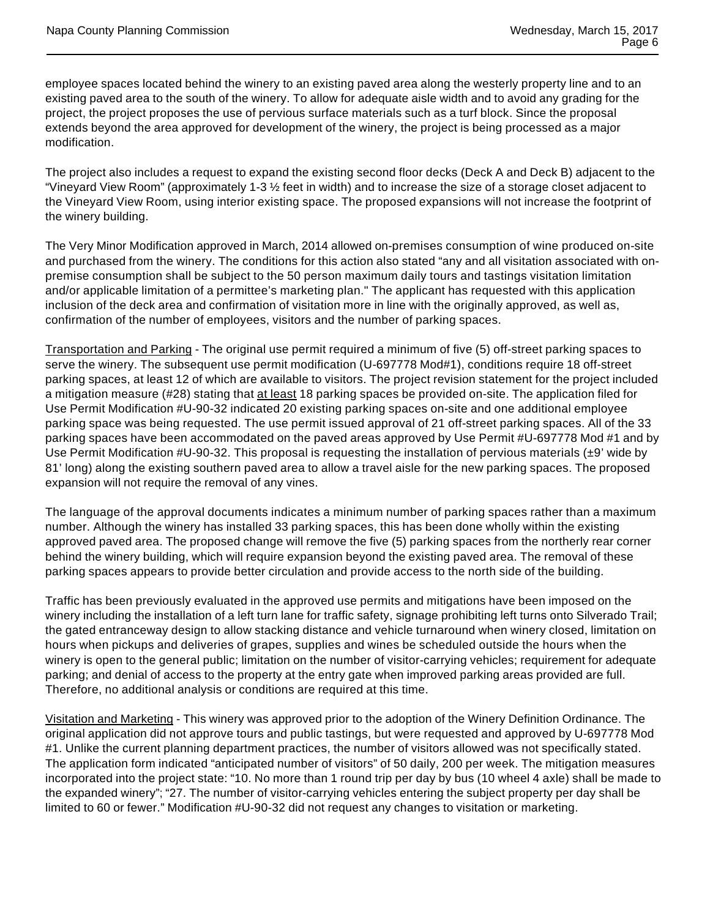employee spaces located behind the winery to an existing paved area along the westerly property line and to an existing paved area to the south of the winery. To allow for adequate aisle width and to avoid any grading for the project, the project proposes the use of pervious surface materials such as a turf block. Since the proposal extends beyond the area approved for development of the winery, the project is being processed as a major modification.

The project also includes a request to expand the existing second floor decks (Deck A and Deck B) adjacent to the "Vineyard View Room" (approximately 1-3 ½ feet in width) and to increase the size of a storage closet adjacent to the Vineyard View Room, using interior existing space. The proposed expansions will not increase the footprint of the winery building.

The Very Minor Modification approved in March, 2014 allowed on-premises consumption of wine produced on-site and purchased from the winery. The conditions for this action also stated "any and all visitation associated with on-premise consumption shall be subject to the 50 person maximum daily tours and tastings visitation limitation and/or applicable limitation of a permittee's marketing plan." The applicant has requested with this application inclusion of the deck area and confirmation of visitation more in line with the originally approved, as well as, confirmation of the number of employees, visitors and the number of parking spaces.

Transportation and Parking - The original use permit required a minimum of five (5) off-street parking spaces to serve the winery. The subsequent use permit modification (U-697778 Mod#1), conditions require 18 off-street parking spaces, at least 12 of which are available to visitors. The project revision statement for the project included a mitigation measure (#28) stating that at least 18 parking spaces be provided on-site. The application filed for Use Permit Modification #U-90-32 indicated 20 existing parking spaces on-site and one additional employee parking space was being requested. The use permit issued approval of 21 off-street parking spaces. All of the 33 parking spaces have been accommodated on the paved areas approved by Use Permit #U-697778 Mod #1 and by Use Permit Modification #U-90-32. This proposal is requesting the installation of pervious materials (±9' wide by 81' long) along the existing southern paved area to allow a travel aisle for the new parking spaces. The proposed expansion will not require the removal of any vines.

The language of the approval documents indicates a minimum number of parking spaces rather than a maximum number. Although the winery has installed 33 parking spaces, this has been done wholly within the existing approved paved area. The proposed change will remove the five (5) parking spaces from the northerly rear corner behind the winery building, which will require expansion beyond the existing paved area. The removal of these parking spaces appears to provide better circulation and provide access to the north side of the building.

Traffic has been previously evaluated in the approved use permits and mitigations have been imposed on the winery including the installation of a left turn lane for traffic safety, signage prohibiting left turns onto Silverado Trail; the gated entranceway design to allow stacking distance and vehicle turnaround when winery closed, limitation on hours when pickups and deliveries of grapes, supplies and wines be scheduled outside the hours when the winery is open to the general public; limitation on the number of visitor-carrying vehicles; requirement for adequate parking; and denial of access to the property at the entry gate when improved parking areas provided are full. Therefore, no additional analysis or conditions are required at this time.

Visitation and Marketing - This winery was approved prior to the adoption of the Winery Definition Ordinance. The original application did not approve tours and public tastings, but were requested and approved by U-697778 Mod #1. Unlike the current planning department practices, the number of visitors allowed was not specifically stated. The application form indicated "anticipated number of visitors" of 50 daily, 200 per week. The mitigation measures incorporated into the project state: "10. No more than 1 round trip per day by bus (10 wheel 4 axle) shall be made to the expanded winery"; "27. The number of visitor-carrying vehicles entering the subject property per day shall be limited to 60 or fewer." Modification #U-90-32 did not request any changes to visitation or marketing.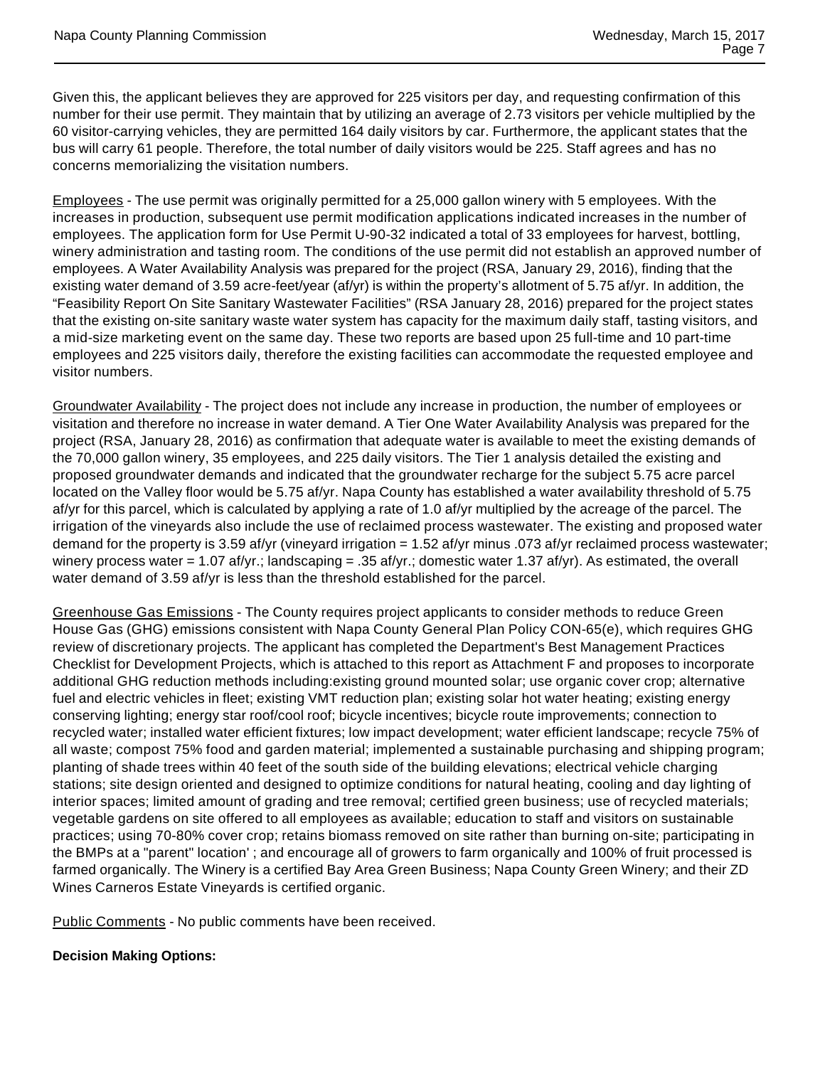Given this, the applicant believes they are approved for 225 visitors per day, and requesting confirmation of this number for their use permit. They maintain that by utilizing an average of 2.73 visitors per vehicle multiplied by the 60 visitor-carrying vehicles, they are permitted 164 daily visitors by car. Furthermore, the applicant states that the bus will carry 61 people. Therefore, the total number of daily visitors would be 225. Staff agrees and has no concerns memorializing the visitation numbers.

Employees - The use permit was originally permitted for a 25,000 gallon winery with 5 employees. With the increases in production, subsequent use permit modification applications indicated increases in the number of employees. The application form for Use Permit U-90-32 indicated a total of 33 employees for harvest, bottling, winery administration and tasting room. The conditions of the use permit did not establish an approved number of employees. A Water Availability Analysis was prepared for the project (RSA, January 29, 2016), finding that the existing water demand of 3.59 acre-feet/year (af/yr) is within the property's allotment of 5.75 af/yr. In addition, the "Feasibility Report On Site Sanitary Wastewater Facilities" (RSA January 28, 2016) prepared for the project states that the existing on-site sanitary waste water system has capacity for the maximum daily staff, tasting visitors, and a mid-size marketing event on the same day. These two reports are based upon 25 full-time and 10 part-time employees and 225 visitors daily, therefore the existing facilities can accommodate the requested employee and visitor numbers.

Groundwater Availability - The project does not include any increase in production, the number of employees or visitation and therefore no increase in water demand. A Tier One Water Availability Analysis was prepared for the project (RSA, January 28, 2016) as confirmation that adequate water is available to meet the existing demands of the 70,000 gallon winery, 35 employees, and 225 daily visitors. The Tier 1 analysis detailed the existing and proposed groundwater demands and indicated that the groundwater recharge for the subject 5.75 acre parcel located on the Valley floor would be 5.75 af/yr. Napa County has established a water availability threshold of 5.75 af/yr for this parcel, which is calculated by applying a rate of 1.0 af/yr multiplied by the acreage of the parcel. The irrigation of the vineyards also include the use of reclaimed process wastewater. The existing and proposed water demand for the property is 3.59 af/yr (vineyard irrigation = 1.52 af/yr minus .073 af/yr reclaimed process wastewater; winery process water = 1.07 af/yr.; landscaping = .35 af/yr.; domestic water 1.37 af/yr). As estimated, the overall water demand of 3.59 af/yr is less than the threshold established for the parcel.

Greenhouse Gas Emissions - The County requires project applicants to consider methods to reduce Green House Gas (GHG) emissions consistent with Napa County General Plan Policy CON-65(e), which requires GHG review of discretionary projects. The applicant has completed the Department's Best Management Practices Checklist for Development Projects, which is attached to this report as Attachment F and proposes to incorporate additional GHG reduction methods including:existing ground mounted solar; use organic cover crop; alternative fuel and electric vehicles in fleet; existing VMT reduction plan; existing solar hot water heating; existing energy conserving lighting; energy star roof/cool roof; bicycle incentives; bicycle route improvements; connection to recycled water; installed water efficient fixtures; low impact development; water efficient landscape; recycle 75% of all waste; compost 75% food and garden material; implemented a sustainable purchasing and shipping program; planting of shade trees within 40 feet of the south side of the building elevations; electrical vehicle charging stations; site design oriented and designed to optimize conditions for natural heating, cooling and day lighting of interior spaces; limited amount of grading and tree removal; certified green business; use of recycled materials; vegetable gardens on site offered to all employees as available; education to staff and visitors on sustainable practices; using 70-80% cover crop; retains biomass removed on site rather than burning on-site; participating in the BMPs at a "parent" location' ; and encourage all of growers to farm organically and 100% of fruit processed is farmed organically. The Winery is a certified Bay Area Green Business; Napa County Green Winery; and their ZD Wines Carneros Estate Vineyards is certified organic.

Public Comments - No public comments have been received.

**Decision Making Options:**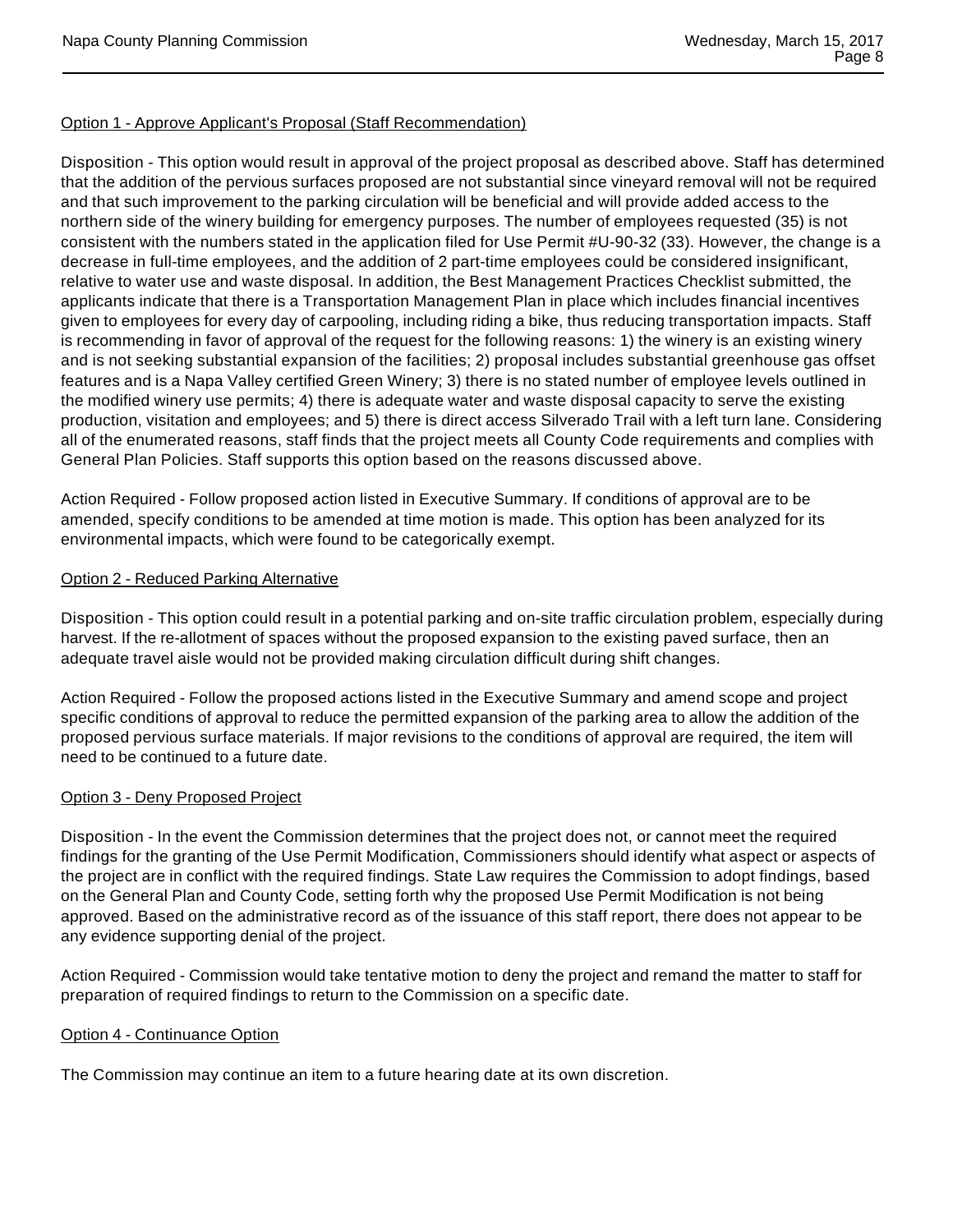Option 1 - Approve Applicant's Proposal (Staff Recommendation)

Disposition - This option would result in approval of the project proposal as described above. Staff has determined that the addition of the pervious surfaces proposed are not substantial since vineyard removal will not be required and that such improvement to the parking circulation will be beneficial and will provide added access to the northern side of the winery building for emergency purposes. The number of employees requested (35) is not consistent with the numbers stated in the application filed for Use Permit #U-90-32 (33). However, the change is a decrease in full-time employees, and the addition of 2 part-time employees could be considered insignificant, relative to water use and waste disposal. In addition, the Best Management Practices Checklist submitted, the applicants indicate that there is a Transportation Management Plan in place which includes financial incentives given to employees for every day of carpooling, including riding a bike, thus reducing transportation impacts. Staff is recommending in favor of approval of the request for the following reasons: 1) the winery is an existing winery and is not seeking substantial expansion of the facilities; 2) proposal includes substantial greenhouse gas offset features and is a Napa Valley certified Green Winery; 3) there is no stated number of employee levels outlined in the modified winery use permits; 4) there is adequate water and waste disposal capacity to serve the existing production, visitation and employees; and 5) there is direct access Silverado Trail with a left turn lane. Considering all of the enumerated reasons, staff finds that the project meets all County Code requirements and complies with General Plan Policies. Staff supports this option based on the reasons discussed above.

Action Required - Follow proposed action listed in Executive Summary. If conditions of approval are to be amended, specify conditions to be amended at time motion is made. This option has been analyzed for its environmental impacts, which were found to be categorically exempt.

Option 2 - Reduced Parking Alternative

Disposition - This option could result in a potential parking and on-site traffic circulation problem, especially during harvest. If the re-allotment of spaces without the proposed expansion to the existing paved surface, then an adequate travel aisle would not be provided making circulation difficult during shift changes.

Action Required - Follow the proposed actions listed in the Executive Summary and amend scope and project specific conditions of approval to reduce the permitted expansion of the parking area to allow the addition of the proposed pervious surface materials. If major revisions to the conditions of approval are required, the item will need to be continued to a future date.

Option 3 - Deny Proposed Project

Disposition - In the event the Commission determines that the project does not, or cannot meet the required findings for the granting of the Use Permit Modification, Commissioners should identify what aspect or aspects of the project are in conflict with the required findings. State Law requires the Commission to adopt findings, based on the General Plan and County Code, setting forth why the proposed Use Permit Modification is not being approved. Based on the administrative record as of the issuance of this staff report, there does not appear to be any evidence supporting denial of the project.

Action Required - Commission would take tentative motion to deny the project and remand the matter to staff for preparation of required findings to return to the Commission on a specific date.

Option 4 - Continuance Option

The Commission may continue an item to a future hearing date at its own discretion.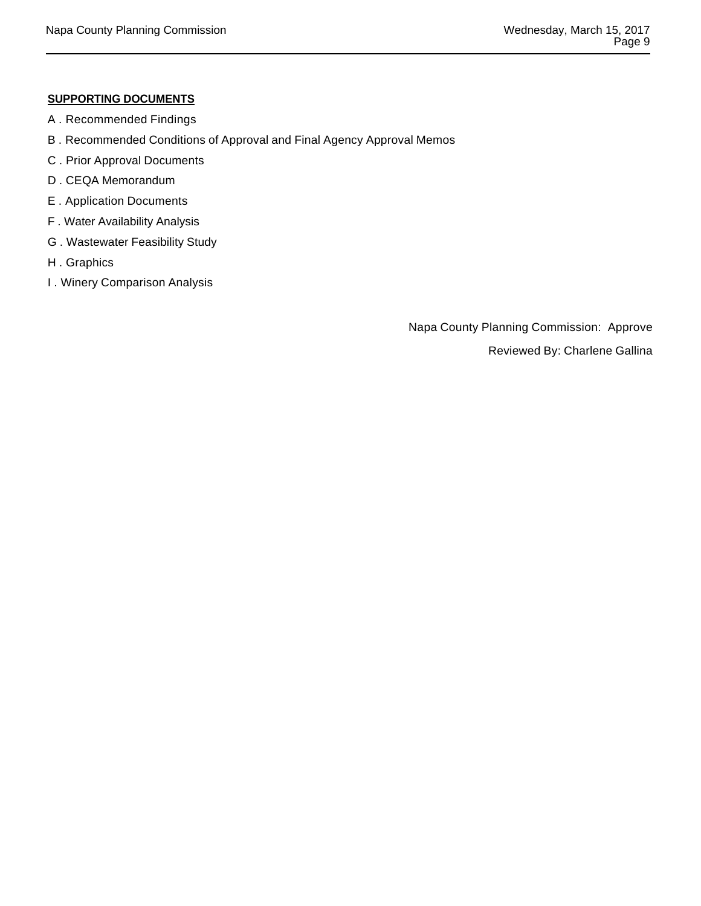**SUPPORTING DOCUMENTS**

A . Recommended Findings

B . Recommended Conditions of Approval and Final Agency Approval Memos

C . Prior Approval Documents

D . CEQA Memorandum

E . Application Documents

F . Water Availability Analysis

G . Wastewater Feasibility Study

H . Graphics

I . Winery Comparison Analysis

Napa County Planning Commission: Approve

Reviewed By: Charlene Gallina